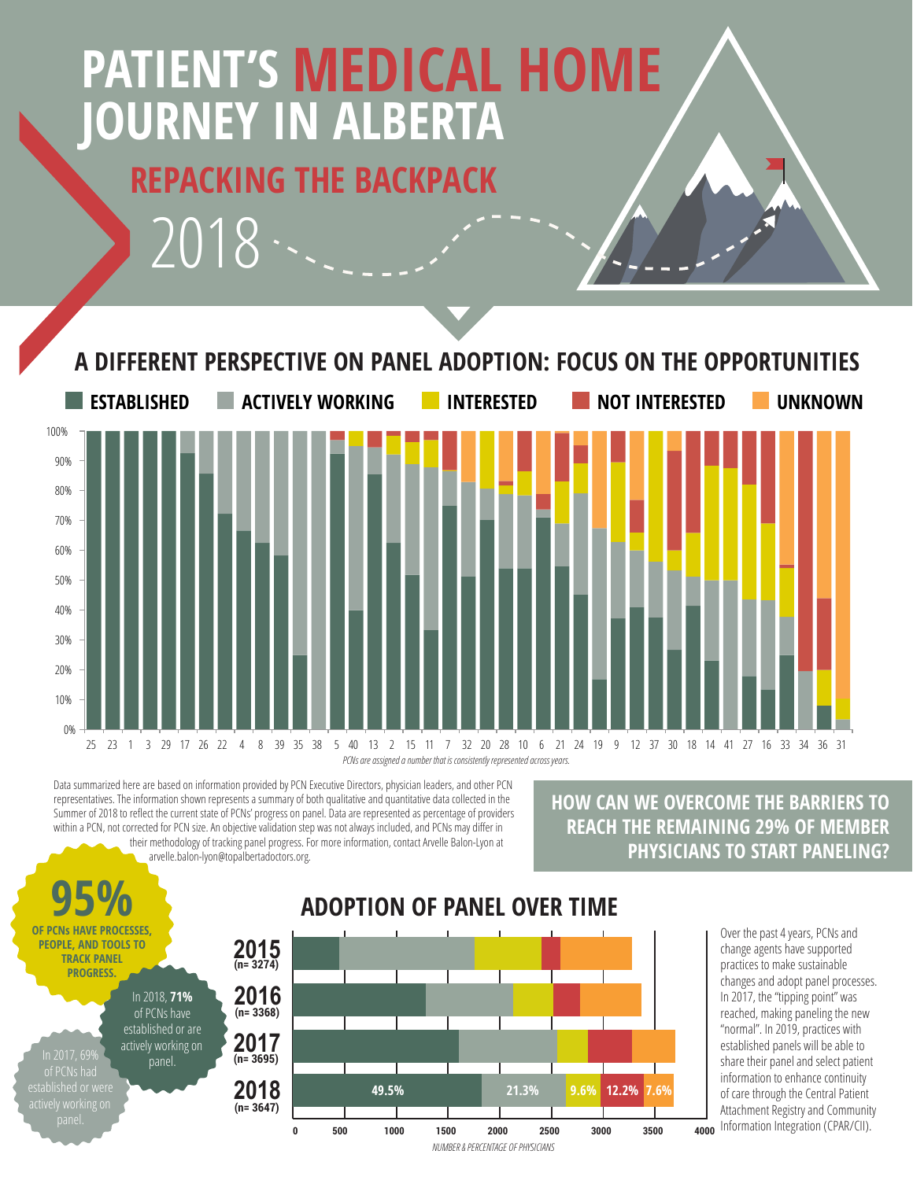# PATIENT'S MEDICAL HOME JOURNEY IN ALBERTA

## REPACKING THE BACKPACK

2018

## A DIFFERENT PERSPECTIVE ON PANEL ADOPTION: FOCUS ON THE OPPORTUNITIES

ESTABLISHED | ACTIVELY WORKING | INTERESTED | NOT INTERESTED | UNKNOWN

*PCNs are assigned a number that is consistently represented across years.*

Data summarized here are based on information provided by PCN Executive Directors, physician leaders, and other PCN representatives. The information shown represents a summary of both qualitative and quantitative data collected in the Summer of 2018 to reflect the current state of PCNs' progress on panel. Data are represented as percentage of providers within a PCN, not corrected for PCN size. An objective validation step was not always included, and PCNs may differ in their methodology of tracking panel progress. For more information, contact Arvelle Balon-Lyon at arvelle.balon-lyon@topalbertadoctors.org.

**HOW CAN WE OVERCOME THE BARRIERS TO REACH THE REMAINING 29% OF MEMBER PHYSICIANS TO START PANELING?**

**95%** OF PCNs HAVE PROCESSES, PEOPLE, AND TOOLS TO TRACK PANEL PROGRESS.

In 2018, **71%** of PCNs have established or are actively working on panel.

In 2017, 69% of PCNs had established or were actively working on panel.

## ADOPTION OF PANEL OVER TIME

| Year | Established | Actively Working | Interested | Not Interested | Unknown |
|---|---|---|---|---|---|
| 2015 (n= 3274) | | | | | |
| 2016 (n= 3368) | | | | | |
| 2017 (n= 3695) | | | | | |
| 2018 (n= 3647) | 49.5% | 21.3% | 9.6% | 12.2% | 7.6% |

*NUMBER & PERCENTAGE OF PHYSICIANS*

Over the past 4 years, PCNs and change agents have supported practices to make sustainable changes and adopt panel processes. In 2017, the "tipping point" was reached, making paneling the new "normal". In 2019, practices with established panels will be able to share their panel and select patient information to enhance continuity of care through the Central Patient Attachment Registry and Community Information Integration (CPAR/CII).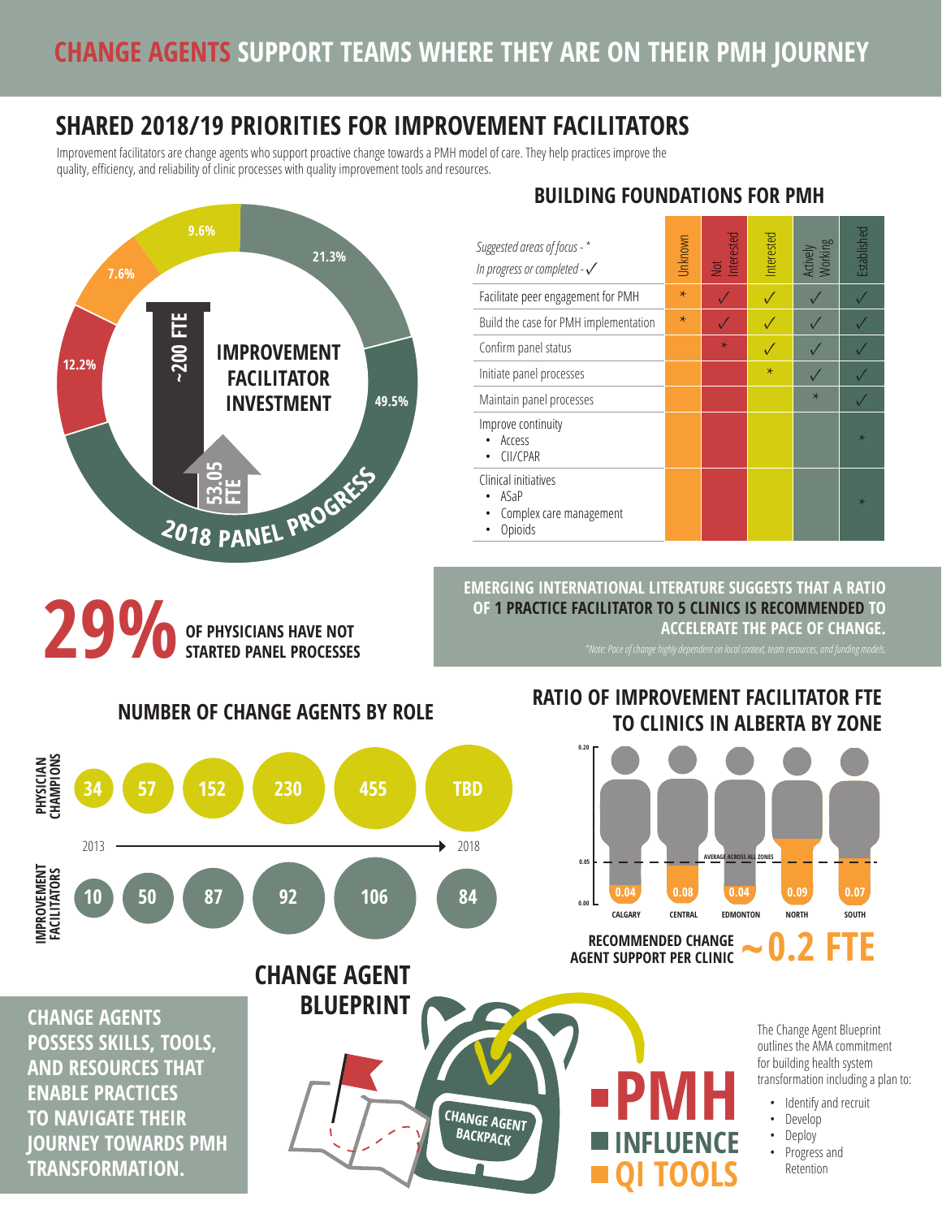# CHANGE AGENTS SUPPORT TEAMS WHERE THEY ARE ON THEIR PMH JOURNEY

## SHARED 2018/19 PRIORITIES FOR IMPROVEMENT FACILITATORS

Improvement facilitators are change agents who support proactive change towards a PMH model of care. They help practices improve the quality, efficiency, and reliability of clinic processes with quality improvement tools and resources.

9.6%
21.3%
7.6%
12.2%
49.5%
~200 FTE
IMPROVEMENT FACILITATOR INVESTMENT
53.05 FTE
2018 PANEL PROGRESS

### BUILDING FOUNDATIONS FOR PMH

| *Suggested areas of focus - \** *In progress or completed - ✓* | Unknown | Not Interested | Interested | Actively Working | Established |
|---|---|---|---|---|---|
| Facilitate peer engagement for PMH | * | ✓ | ✓ | ✓ | ✓ |
| Build the case for PMH implementation | * | ✓ | ✓ | ✓ | ✓ |
| Confirm panel status | | * | ✓ | ✓ | ✓ |
| Initiate panel processes | | | * | ✓ | ✓ |
| Maintain panel processes | | | | * | ✓ |
| Improve continuity<br>• Access<br>• CII/CPAR | | | | | * |
| Clinical initiatives<br>• ASaP<br>• Complex care management<br>• Opioids | | | | | * |

**29%** OF PHYSICIANS HAVE NOT STARTED PANEL PROCESSES

**EMERGING INTERNATIONAL LITERATURE SUGGESTS THAT A RATIO OF 1 PRACTICE FACILITATOR TO 5 CLINICS IS RECOMMENDED TO ACCELERATE THE PACE OF CHANGE.**

*\*Note: Pace of change highly dependent on local context, team resources, and funding models.*

### NUMBER OF CHANGE AGENTS BY ROLE

PHYSICIAN CHAMPIONS
34
57
152
230
455
TBD

2013
2018

IMPROVEMENT FACILITATORS
10
50
87
92
106
84

### RATIO OF IMPROVEMENT FACILITATOR FTE TO CLINICS IN ALBERTA BY ZONE

0.20
0.05
0.00
AVERAGE ACROSS ALL ZONES
0.04
0.08
0.04
0.09
0.07
CALGARY
CENTRAL
EDMONTON
NORTH
SOUTH

RECOMMENDED CHANGE AGENT SUPPORT PER CLINIC **~0.2 FTE**

### CHANGE AGENT BLUEPRINT

**CHANGE AGENTS POSSESS SKILLS, TOOLS, AND RESOURCES THAT ENABLE PRACTICES TO NAVIGATE THEIR JOURNEY TOWARDS PMH TRANSFORMATION.**

CHANGE AGENT BACKPACK

- PMH
- INFLUENCE
- QI TOOLS

The Change Agent Blueprint outlines the AMA commitment for building health system transformation including a plan to:

- Identify and recruit
- Develop
- Deploy
- Progress and Retention